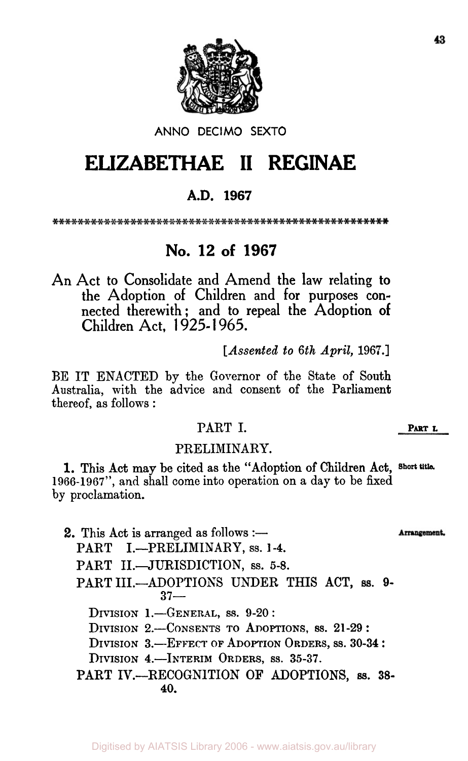ANNO DECIMO SEXTO

# ELIZABETHAE II REGINAE

## A.D. 1967

****************************************************

## No. 12 of 1967

An Act to Consolidate and Amend the law relating to the Adoption of Children and for purposes connected therewith; and to repeal the Adoption of Children Act, 1925-1965.

[*Assented to 6th April, 1967.*]

BE IT ENACTED by the Governor of the State of South Australia, with the advice and consent of the Parliament thereof, as follows:

### PART I.

### PRELIMINARY.

**Short title.**

**1.** This Act may be cited as the "Adoption of Children Act, 1966-1967", and shall come into operation on a day to be fixed by proclamation.

**Arrangement.**

**2.** This Act is arranged as follows:—

PART I.—PRELIMINARY, ss. 1-4.

PART II.—JURISDICTION, ss. 5-8.

PART III.—ADOPTIONS UNDER THIS ACT, ss. 9-37—

DIVISION 1.—GENERAL, ss. 9-20:

DIVISION 2.—CONSENTS TO ADOPTIONS, ss. 21-29:

DIVISION 3.—EFFECT OF ADOPTION ORDERS, ss. 30-34:

DIVISION 4.—INTERIM ORDERS, ss. 35-37.

PART IV.—RECOGNITION OF ADOPTIONS, ss. 38-40.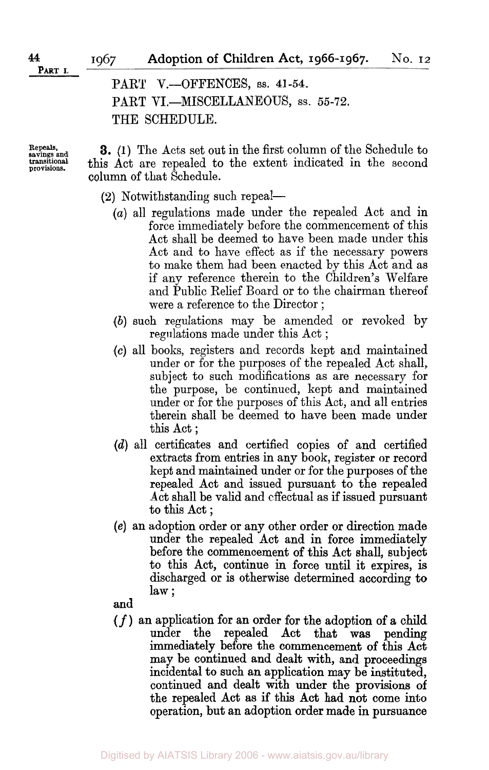PART V.—OFFENCES, ss. 41-54.

PART VI.—MISCELLANEOUS, ss. 55-72.

THE SCHEDULE.

Repeals, savings and transitional provisions.

**3.** (1) The Acts set out in the first column of the Schedule to this Act are repealed to the extent indicated in the second column of that Schedule.

(2) Notwithstanding such repeal—

(*a*) all regulations made under the repealed Act and in force immediately before the commencement of this Act shall be deemed to have been made under this Act and to have effect as if the necessary powers to make them had been enacted by this Act and as if any reference therein to the Children's Welfare and Public Relief Board or to the chairman thereof were a reference to the Director;

(*b*) such regulations may be amended or revoked by regulations made under this Act;

(*c*) all books, registers and records kept and maintained under or for the purposes of the repealed Act shall, subject to such modifications as are necessary for the purpose, be continued, kept and maintained under or for the purposes of this Act, and all entries therein shall be deemed to have been made under this Act;

(*d*) all certificates and certified copies of and certified extracts from entries in any book, register or record kept and maintained under or for the purposes of the repealed Act and issued pursuant to the repealed Act shall be valid and effectual as if issued pursuant to this Act;

(*e*) an adoption order or any other order or direction made under the repealed Act and in force immediately before the commencement of this Act shall, subject to this Act, continue in force until it expires, is discharged or is otherwise determined according to law;

and

(*f*) an application for an order for the adoption of a child under the repealed Act that was pending immediately before the commencement of this Act may be continued and dealt with, and proceedings incidental to such an application may be instituted, continued and dealt with under the provisions of the repealed Act as if this Act had not come into operation, but an adoption order made in pursuance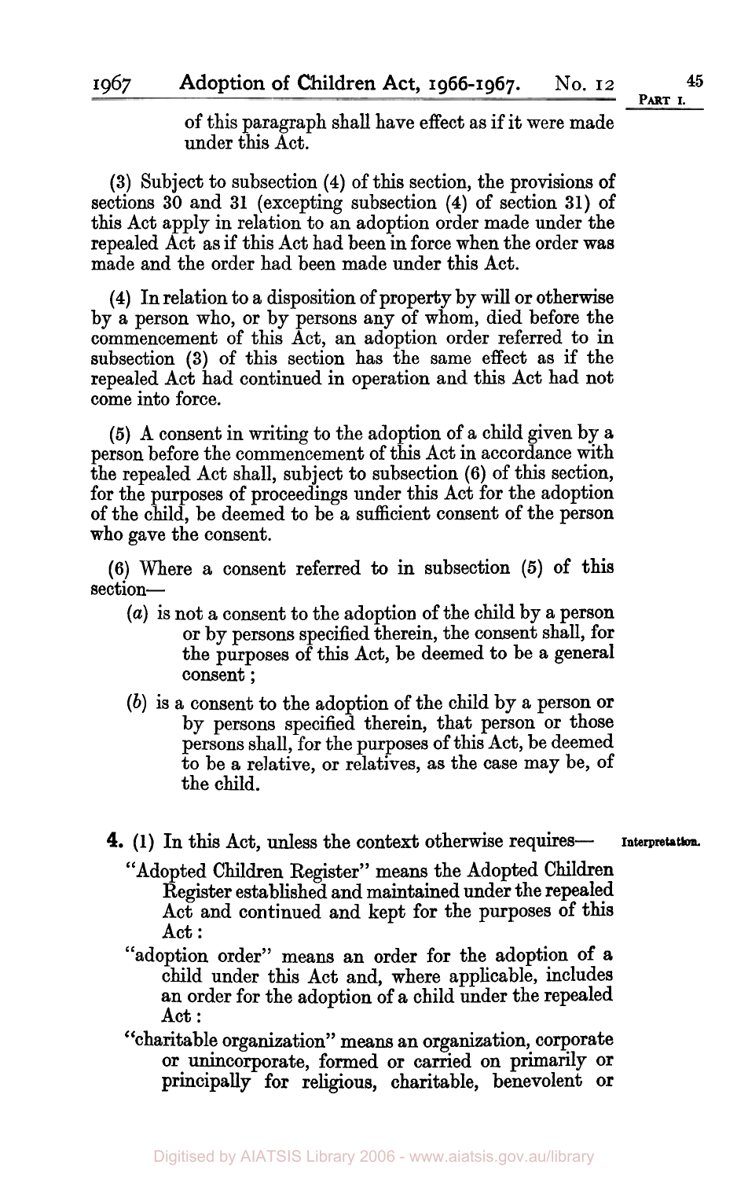of this paragraph shall have effect as if it were made under this Act.

(3) Subject to subsection (4) of this section, the provisions of sections 30 and 31 (excepting subsection (4) of section 31) of this Act apply in relation to an adoption order made under the repealed Act as if this Act had been in force when the order was made and the order had been made under this Act.

(4) In relation to a disposition of property by will or otherwise by a person who, or by persons any of whom, died before the commencement of this Act, an adoption order referred to in subsection (3) of this section has the same effect as if the repealed Act had continued in operation and this Act had not come into force.

(5) A consent in writing to the adoption of a child given by a person before the commencement of this Act in accordance with the repealed Act shall, subject to subsection (6) of this section, for the purposes of proceedings under this Act for the adoption of the child, be deemed to be a sufficient consent of the person who gave the consent.

(6) Where a consent referred to in subsection (5) of this section—

(*a*) is not a consent to the adoption of the child by a person or by persons specified therein, the consent shall, for the purposes of this Act, be deemed to be a general consent;

(*b*) is a consent to the adoption of the child by a person or by persons specified therein, that person or those persons shall, for the purposes of this Act, be deemed to be a relative, or relatives, as the case may be, of the child.

**Interpretation.**

**4.** (1) In this Act, unless the context otherwise requires—

"Adopted Children Register" means the Adopted Children Register established and maintained under the repealed Act and continued and kept for the purposes of this Act:

"adoption order" means an order for the adoption of a child under this Act and, where applicable, includes an order for the adoption of a child under the repealed Act:

"charitable organization" means an organization, corporate or unincorporate, formed or carried on primarily or principally for religious, charitable, benevolent or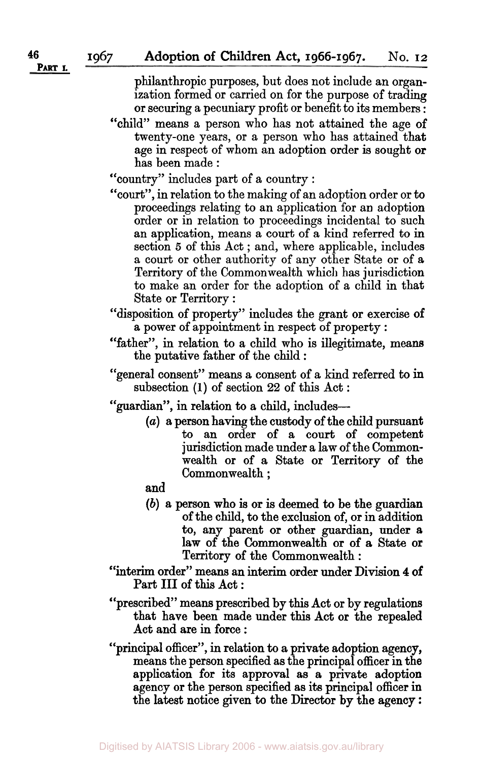philanthropic purposes, but does not include an organization formed or carried on for the purpose of trading or securing a pecuniary profit or benefit to its members:

"child" means a person who has not attained the age of twenty-one years, or a person who has attained that age in respect of whom an adoption order is sought or has been made:

"country" includes part of a country:

"court", in relation to the making of an adoption order or to proceedings relating to an application for an adoption order or in relation to proceedings incidental to such an application, means a court of a kind referred to in section 5 of this Act; and, where applicable, includes a court or other authority of any other State or of a Territory of the Commonwealth which has jurisdiction to make an order for the adoption of a child in that State or Territory:

"disposition of property" includes the grant or exercise of a power of appointment in respect of property:

"father", in relation to a child who is illegitimate, means the putative father of the child:

"general consent" means a consent of a kind referred to in subsection (1) of section 22 of this Act:

"guardian", in relation to a child, includes—

(*a*) a person having the custody of the child pursuant to an order of a court of competent jurisdiction made under a law of the Commonwealth or of a State or Territory of the Commonwealth;

and

(*b*) a person who is or is deemed to be the guardian of the child, to the exclusion of, or in addition to, any parent or other guardian, under a law of the Commonwealth or of a State or Territory of the Commonwealth:

"interim order" means an interim order under Division 4 of Part III of this Act:

"prescribed" means prescribed by this Act or by regulations that have been made under this Act or the repealed Act and are in force:

"principal officer", in relation to a private adoption agency, means the person specified as the principal officer in the application for its approval as a private adoption agency or the person specified as its principal officer in the latest notice given to the Director by the agency: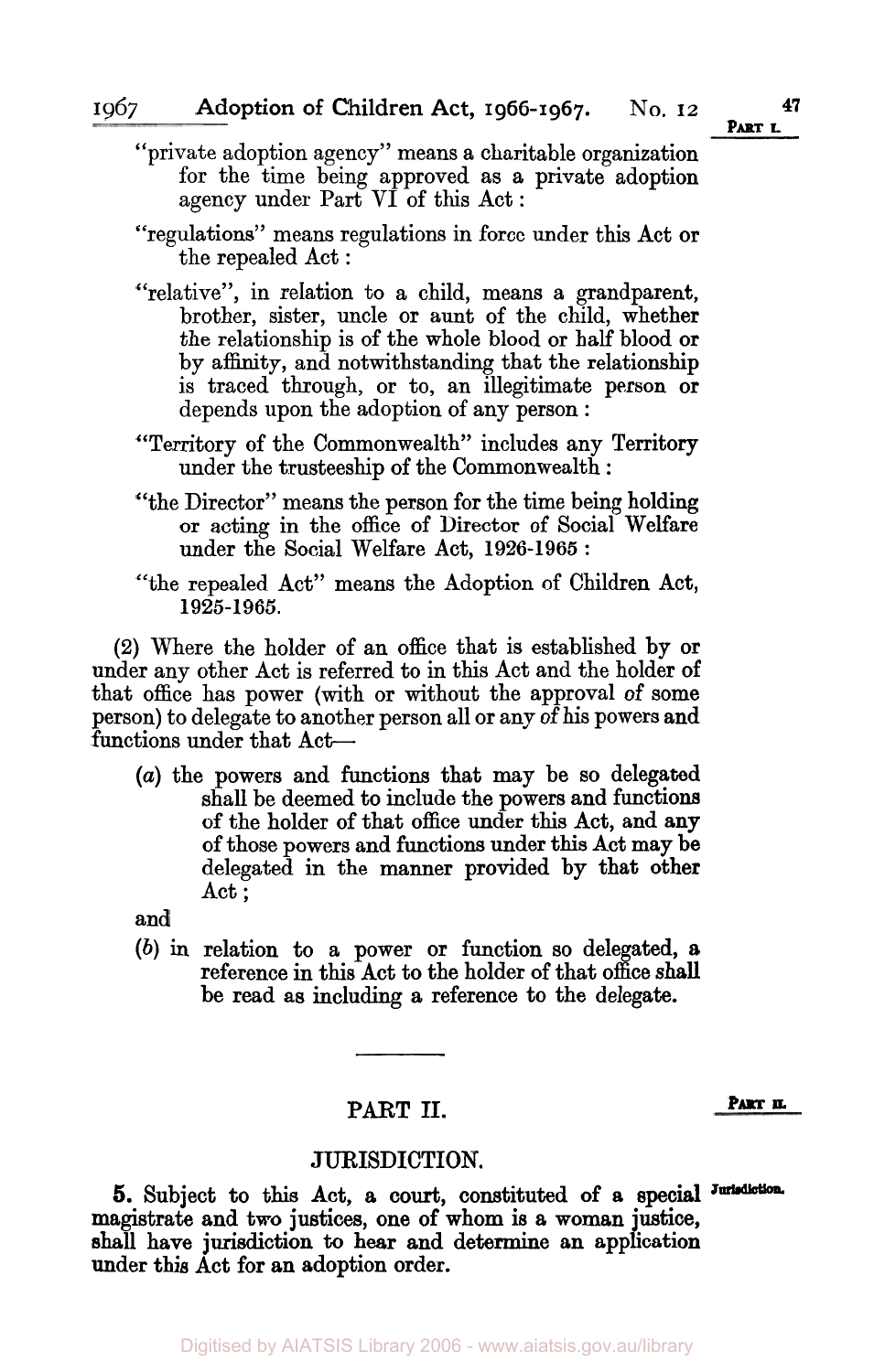"private adoption agency" means a charitable organization for the time being approved as a private adoption agency under Part VI of this Act:

"regulations" means regulations in force under this Act or the repealed Act:

"relative", in relation to a child, means a grandparent, brother, sister, uncle or aunt of the child, whether the relationship is of the whole blood or half blood or by affinity, and notwithstanding that the relationship is traced through, or to, an illegitimate person or depends upon the adoption of any person:

"Territory of the Commonwealth" includes any Territory under the trusteeship of the Commonwealth:

"the Director" means the person for the time being holding or acting in the office of Director of Social Welfare under the Social Welfare Act, 1926-1965:

"the repealed Act" means the Adoption of Children Act, 1925-1965.

(2) Where the holder of an office that is established by or under any other Act is referred to in this Act and the holder of that office has power (with or without the approval of some person) to delegate to another person all or any of his powers and functions under that Act—

(*a*) the powers and functions that may be so delegated shall be deemed to include the powers and functions of the holder of that office under this Act, and any of those powers and functions under this Act may be delegated in the manner provided by that other Act;

and

(*b*) in relation to a power or function so delegated, a reference in this Act to the holder of that office shall be read as including a reference to the delegate.

---

## PART II.

### JURISDICTION.

**5.** Subject to this Act, a court, constituted of a special magistrate and two justices, one of whom is a woman justice, shall have jurisdiction to hear and determine an application under this Act for an adoption order.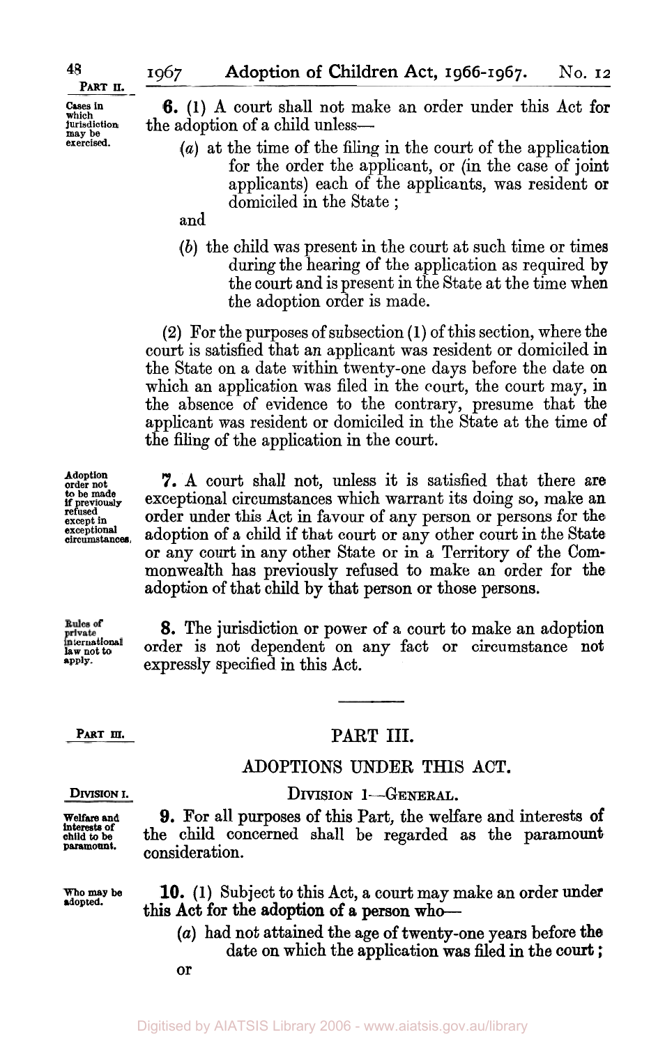**Cases in which jurisdiction may be exercised.**

**6.** (1) A court shall not make an order under this Act for the adoption of a child unless—

(*a*) at the time of the filing in the court of the application for the order the applicant, or (in the case of joint applicants) each of the applicants, was resident or domiciled in the State;

and

(*b*) the child was present in the court at such time or times during the hearing of the application as required by the court and is present in the State at the time when the adoption order is made.

(2) For the purposes of subsection (1) of this section, where the court is satisfied that an applicant was resident or domiciled in the State on a date within twenty-one days before the date on which an application was filed in the court, the court may, in the absence of evidence to the contrary, presume that the applicant was resident or domiciled in the State at the time of the filing of the application in the court.

**Adoption order not to be made if previously refused except in exceptional circumstances.**

**7.** A court shall not, unless it is satisfied that there are exceptional circumstances which warrant its doing so, make an order under this Act in favour of any person or persons for the adoption of a child if that court or any other court in the State or any court in any other State or in a Territory of the Commonwealth has previously refused to make an order for the adoption of that child by that person or those persons.

**Rules of private international law not to apply.**

**8.** The jurisdiction or power of a court to make an adoption order is not dependent on any fact or circumstance not expressly specified in this Act.

# PART III.

## ADOPTIONS UNDER THIS ACT.

### DIVISION 1—GENERAL.

**Welfare and interests of child to be paramount.**

**9.** For all purposes of this Part, the welfare and interests of the child concerned shall be regarded as the paramount consideration.

**Who may be adopted.**

**10.** (1) Subject to this Act, a court may make an order under this Act for the adoption of a person who—

(*a*) had not attained the age of twenty-one years before the date on which the application was filed in the court;

or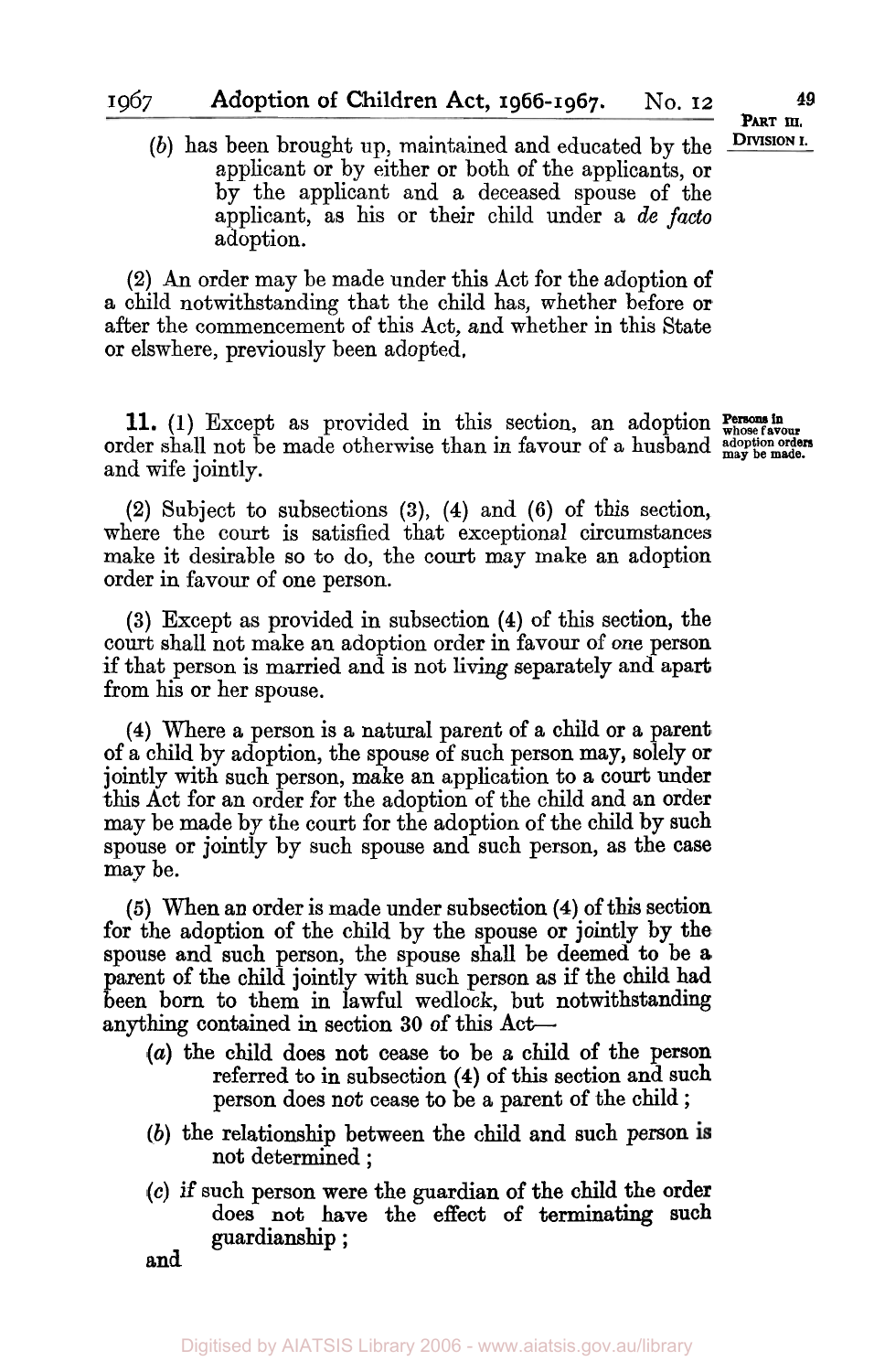(*b*) has been brought up, maintained and educated by the applicant or by either or both of the applicants, or by the applicant and a deceased spouse of the applicant, as his or their child under a *de facto* adoption.

(2) An order may be made under this Act for the adoption of a child notwithstanding that the child has, whether before or after the commencement of this Act, and whether in this State or elswhere, previously been adopted.

**Persons in whose favour adoption orders may be made.**

**11.** (1) Except as provided in this section, an adoption order shall not be made otherwise than in favour of a husband and wife jointly.

(2) Subject to subsections (3), (4) and (6) of this section, where the court is satisfied that exceptional circumstances make it desirable so to do, the court may make an adoption order in favour of one person.

(3) Except as provided in subsection (4) of this section, the court shall not make an adoption order in favour of one person if that person is married and is not living separately and apart from his or her spouse.

(4) Where a person is a natural parent of a child or a parent of a child by adoption, the spouse of such person may, solely or jointly with such person, make an application to a court under this Act for an order for the adoption of the child and an order may be made by the court for the adoption of the child by such spouse or jointly by such spouse and such person, as the case may be.

(5) When an order is made under subsection (4) of this section for the adoption of the child by the spouse or jointly by the spouse and such person, the spouse shall be deemed to be a parent of the child jointly with such person as if the child had been born to them in lawful wedlock, but notwithstanding anything contained in section 30 of this Act—

(*a*) the child does not cease to be a child of the person referred to in subsection (4) of this section and such person does not cease to be a parent of the child;

(*b*) the relationship between the child and such person is not determined;

(*c*) if such person were the guardian of the child the order does not have the effect of terminating such guardianship;

and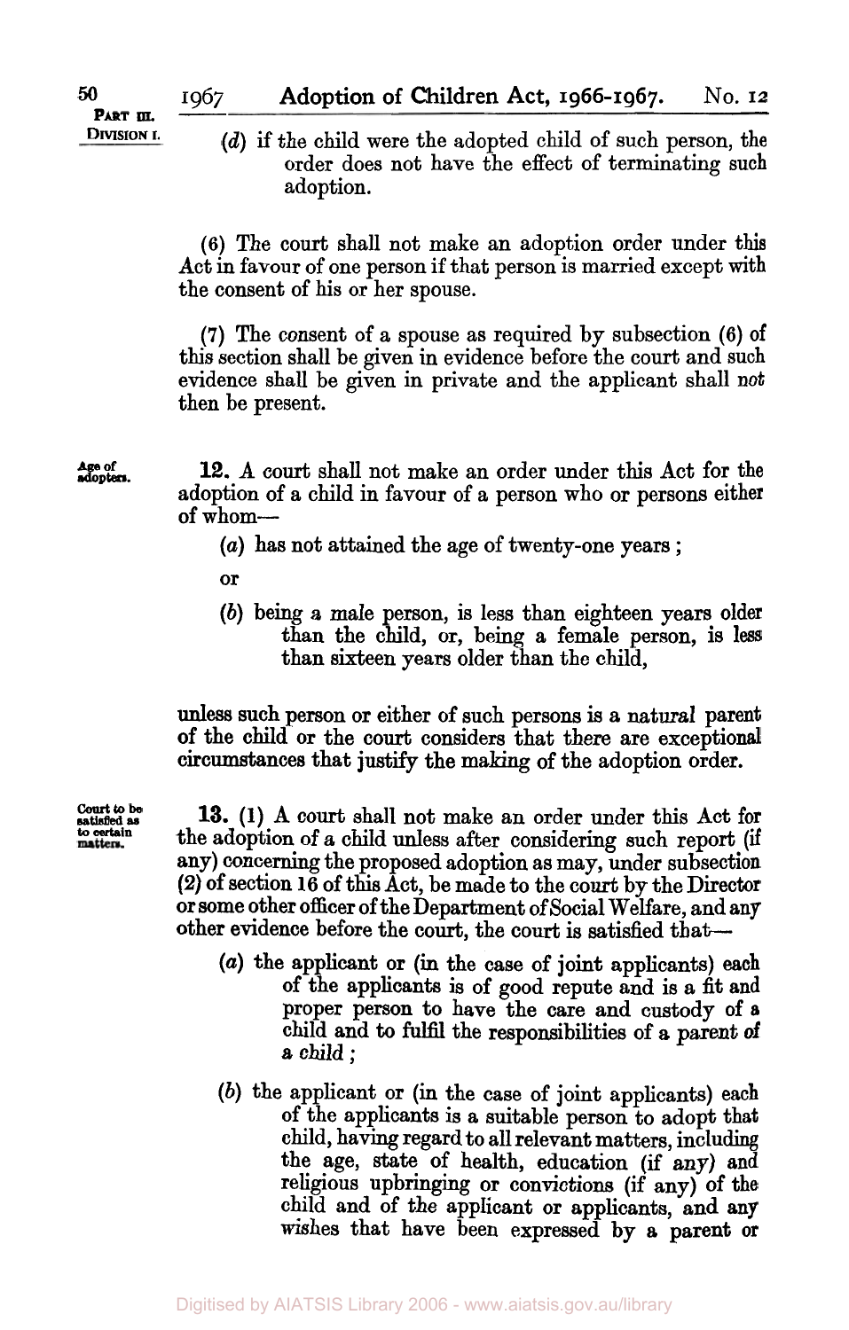(*d*) if the child were the adopted child of such person, the order does not have the effect of terminating such adoption.

(6) The court shall not make an adoption order under this Act in favour of one person if that person is married except with the consent of his or her spouse.

(7) The consent of a spouse as required by subsection (6) of this section shall be given in evidence before the court and such evidence shall be given in private and the applicant shall not then be present.

Age of adopters.

**12.** A court shall not make an order under this Act for the adoption of a child in favour of a person who or persons either of whom—

(*a*) has not attained the age of twenty-one years;

or

(*b*) being a male person, is less than eighteen years older than the child, or, being a female person, is less than sixteen years older than the child,

unless such person or either of such persons is a natural parent of the child or the court considers that there are exceptional circumstances that justify the making of the adoption order.

Court to be satisfied as to certain matters.

**13.** (1) A court shall not make an order under this Act for the adoption of a child unless after considering such report (if any) concerning the proposed adoption as may, under subsection (2) of section 16 of this Act, be made to the court by the Director or some other officer of the Department of Social Welfare, and any other evidence before the court, the court is satisfied that—

(*a*) the applicant or (in the case of joint applicants) each of the applicants is of good repute and is a fit and proper person to have the care and custody of a child and to fulfil the responsibilities of a parent of a child;

(*b*) the applicant or (in the case of joint applicants) each of the applicants is a suitable person to adopt that child, having regard to all relevant matters, including the age, state of health, education (if any) and religious upbringing or convictions (if any) of the child and of the applicant or applicants, and any wishes that have been expressed by a parent or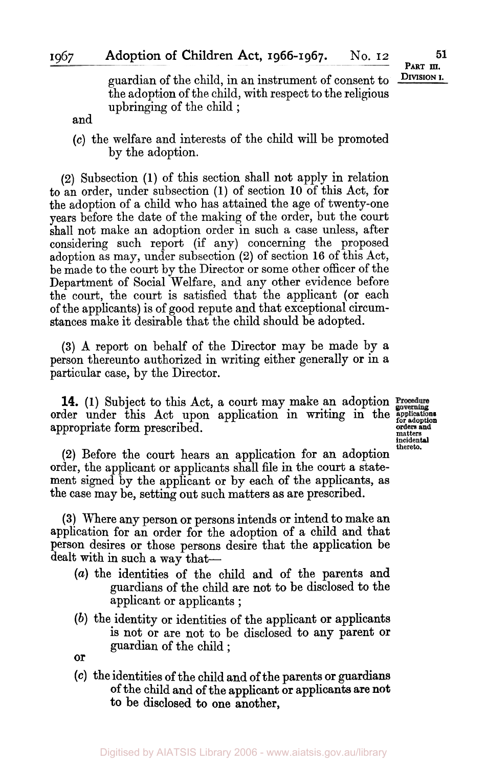guardian of the child, in an instrument of consent to the adoption of the child, with respect to the religious upbringing of the child;

and

(c) the welfare and interests of the child will be promoted by the adoption.

(2) Subsection (1) of this section shall not apply in relation to an order, under subsection (1) of section 10 of this Act, for the adoption of a child who has attained the age of twenty-one years before the date of the making of the order, but the court shall not make an adoption order in such a case unless, after considering such report (if any) concerning the proposed adoption as may, under subsection (2) of section 16 of this Act, be made to the court by the Director or some other officer of the Department of Social Welfare, and any other evidence before the court, the court is satisfied that the applicant (or each of the applicants) is of good repute and that exceptional circumstances make it desirable that the child should be adopted.

(3) A report on behalf of the Director may be made by a person thereunto authorized in writing either generally or in a particular case, by the Director.

Procedure governing applications for adoption orders and matters incidental thereto.

**14.** (1) Subject to this Act, a court may make an adoption order under this Act upon application in writing in the appropriate form prescribed.

(2) Before the court hears an application for an adoption order, the applicant or applicants shall file in the court a statement signed by the applicant or by each of the applicants, as the case may be, setting out such matters as are prescribed.

(3) Where any person or persons intends or intend to make an application for an order for the adoption of a child and that person desires or those persons desire that the application be dealt with in such a way that—

(a) the identities of the child and of the parents and guardians of the child are not to be disclosed to the applicant or applicants;

(b) the identity or identities of the applicant or applicants is not or are not to be disclosed to any parent or guardian of the child;

or

(c) the identities of the child and of the parents or guardians of the child and of the applicant or applicants are not to be disclosed to one another,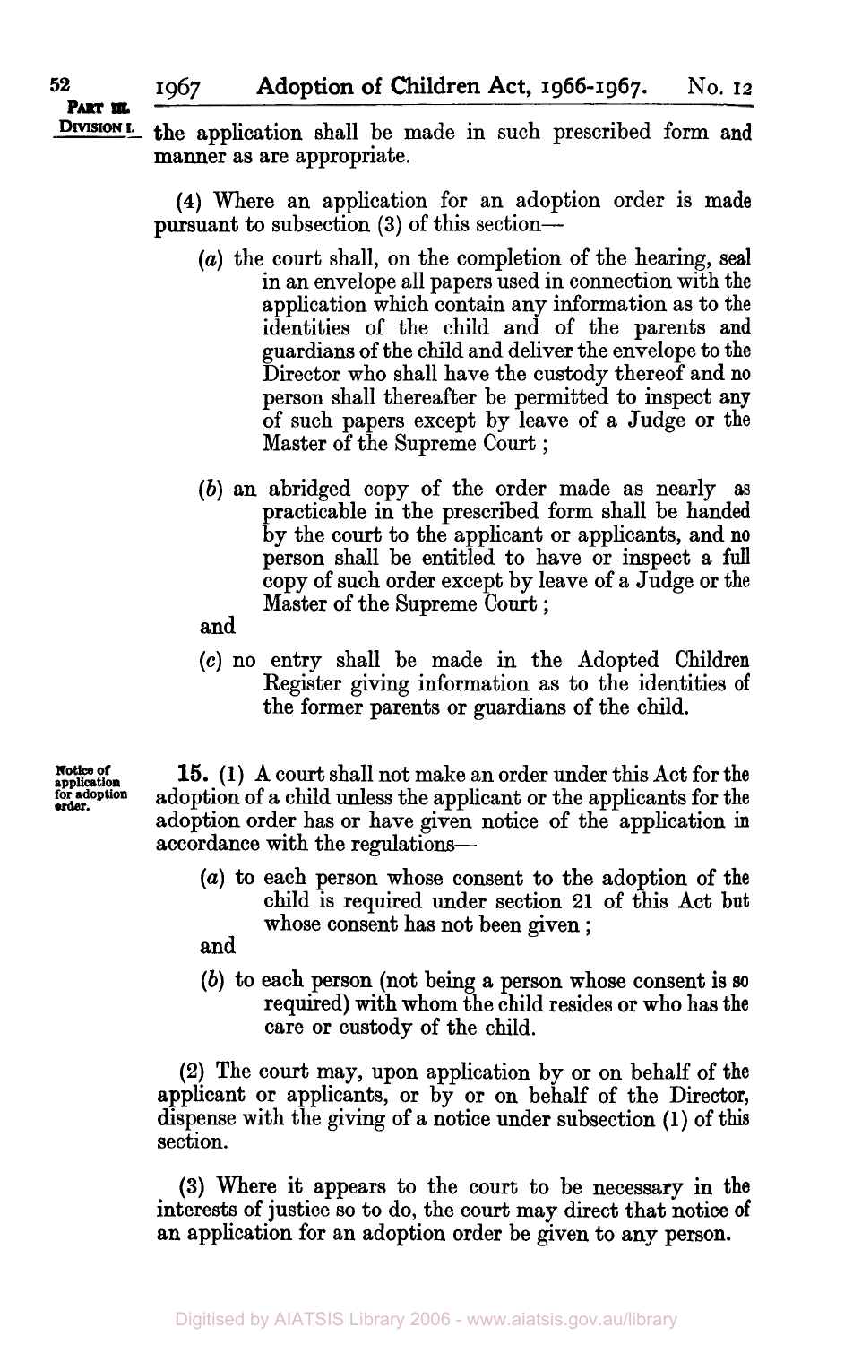the application shall be made in such prescribed form and manner as are appropriate.

(4) Where an application for an adoption order is made pursuant to subsection (3) of this section—

(a) the court shall, on the completion of the hearing, seal in an envelope all papers used in connection with the application which contain any information as to the identities of the child and of the parents and guardians of the child and deliver the envelope to the Director who shall have the custody thereof and no person shall thereafter be permitted to inspect any of such papers except by leave of a Judge or the Master of the Supreme Court;

(b) an abridged copy of the order made as nearly as practicable in the prescribed form shall be handed by the court to the applicant or applicants, and no person shall be entitled to have or inspect a full copy of such order except by leave of a Judge or the Master of the Supreme Court;

and

(c) no entry shall be made in the Adopted Children Register giving information as to the identities of the former parents or guardians of the child.

**Notice of application for adoption order.**

**15.** (1) A court shall not make an order under this Act for the adoption of a child unless the applicant or the applicants for the adoption order has or have given notice of the application in accordance with the regulations—

(a) to each person whose consent to the adoption of the child is required under section 21 of this Act but whose consent has not been given;

and

(b) to each person (not being a person whose consent is so required) with whom the child resides or who has the care or custody of the child.

(2) The court may, upon application by or on behalf of the applicant or applicants, or by or on behalf of the Director, dispense with the giving of a notice under subsection (1) of this section.

(3) Where it appears to the court to be necessary in the interests of justice so to do, the court may direct that notice of an application for an adoption order be given to any person.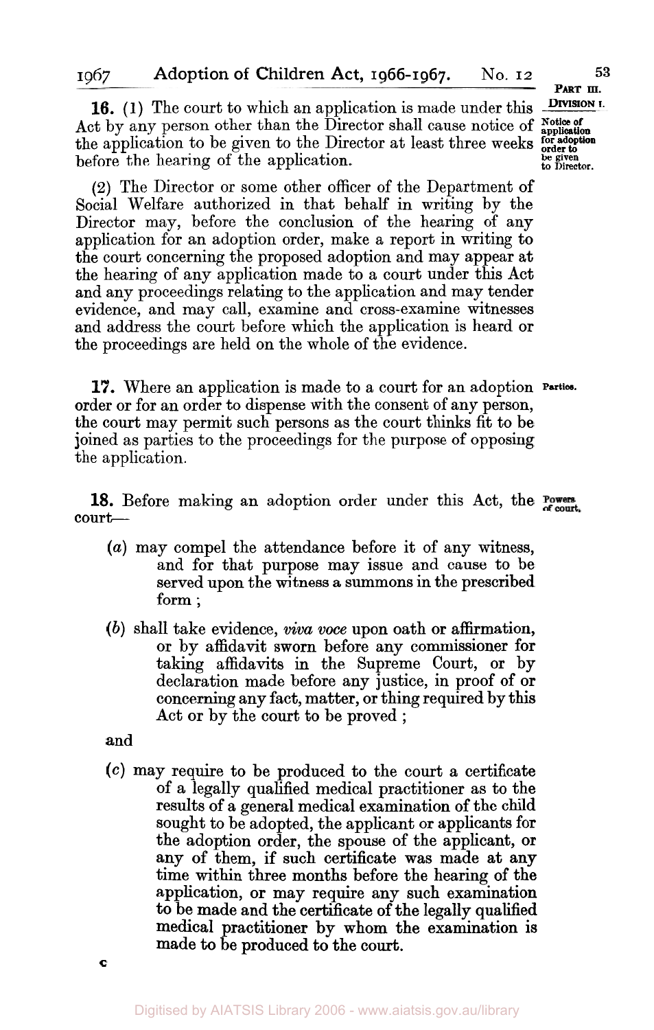**16.** (1) The court to which an application is made under this Act by any person other than the Director shall cause notice of the application to be given to the Director at least three weeks before the hearing of the application.

Notice of application for adoption order to be given to Director.

(2) The Director or some other officer of the Department of Social Welfare authorized in that behalf in writing by the Director may, before the conclusion of the hearing of any application for an adoption order, make a report in writing to the court concerning the proposed adoption and may appear at the hearing of any application made to a court under this Act and any proceedings relating to the application and may tender evidence, and may call, examine and cross-examine witnesses and address the court before which the application is heard or the proceedings are held on the whole of the evidence.

**17.** Where an application is made to a court for an adoption order or for an order to dispense with the consent of any person, the court may permit such persons as the court thinks fit to be joined as parties to the proceedings for the purpose of opposing the application.

Parties.

**18.** Before making an adoption order under this Act, the court—

Powers of court.

(*a*) may compel the attendance before it of any witness, and for that purpose may issue and cause to be served upon the witness a summons in the prescribed form ;

(*b*) shall take evidence, *viva voce* upon oath or affirmation, or by affidavit sworn before any commissioner for taking affidavits in the Supreme Court, or by declaration made before any justice, in proof of or concerning any fact, matter, or thing required by this Act or by the court to be proved ;

and

(*c*) may require to be produced to the court a certificate of a legally qualified medical practitioner as to the results of a general medical examination of the child sought to be adopted, the applicant or applicants for the adoption order, the spouse of the applicant, or any of them, if such certificate was made at any time within three months before the hearing of the application, or may require any such examination to be made and the certificate of the legally qualified medical practitioner by whom the examination is made to be produced to the court.